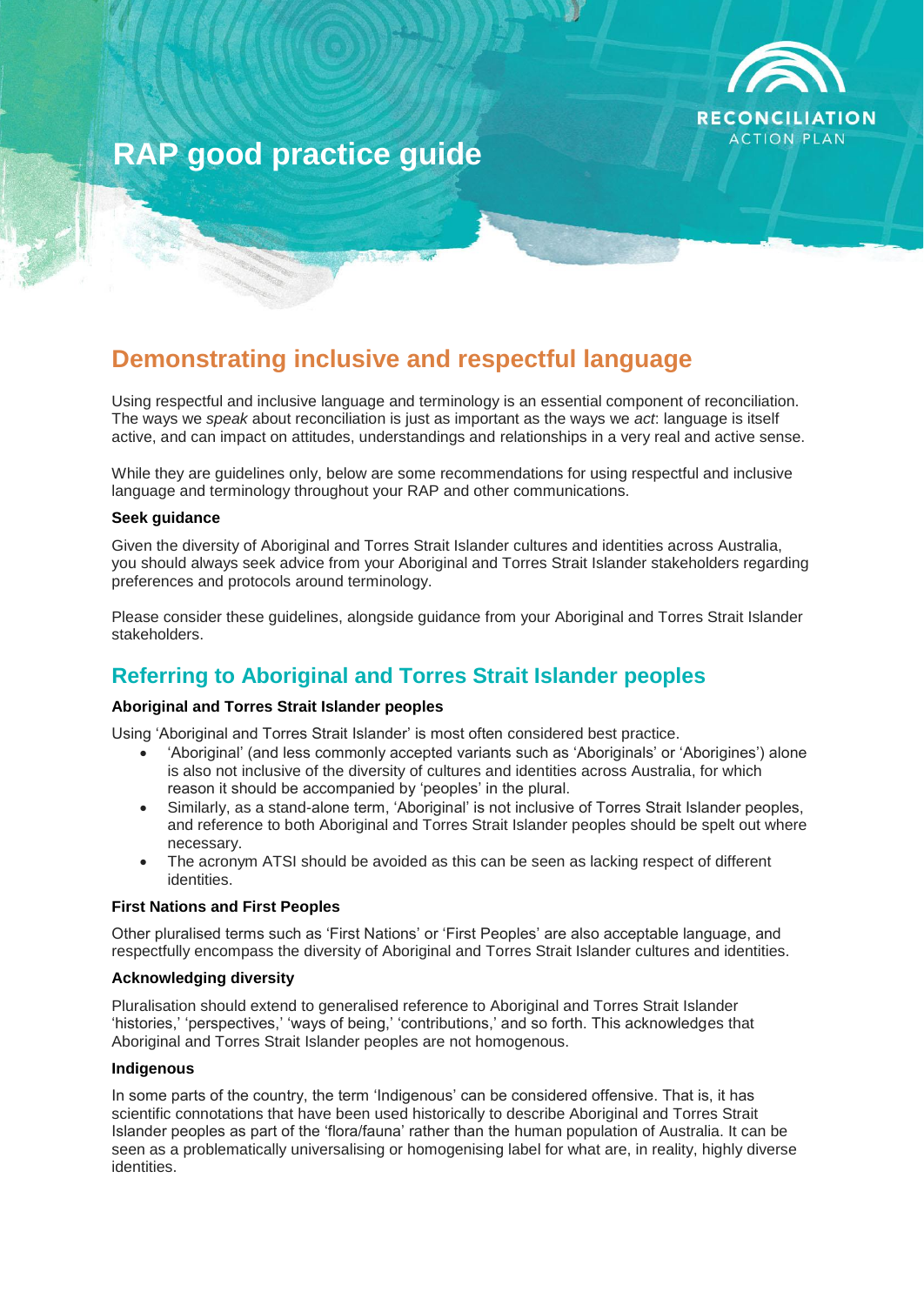# RAP good practice guide

## Demonstrating inclusive and respectful language

Using respectful and inclusive language and terminology is an essential component of reconciliation. The ways we *speak* about reconciliation is just as important as the ways we *act*: language is itself active, and can impact on attitudes, understandings and relationships in a very real and active sense.

While they are guidelines only, below are some recommendations for using respectful and inclusive language and terminology throughout your RAP and other communications.

**Seek guidance**

Given the diversity of Aboriginal and Torres Strait Islander cultures and identities across Australia, you should always seek advice from your Aboriginal and Torres Strait Islander stakeholders regarding preferences and protocols around terminology.

Please consider these guidelines, alongside guidance from your Aboriginal and Torres Strait Islander stakeholders.

## Referring to Aboriginal and Torres Strait Islander peoples

**Aboriginal and Torres Strait Islander peoples**

Using 'Aboriginal and Torres Strait Islander' is most often considered best practice.

- 'Aboriginal' (and less commonly accepted variants such as 'Aboriginals' or 'Aborigines') alone is also not inclusive of the diversity of cultures and identities across Australia, for which reason it should be accompanied by 'peoples' in the plural.
- Similarly, as a stand-alone term, 'Aboriginal' is not inclusive of Torres Strait Islander peoples, and reference to both Aboriginal and Torres Strait Islander peoples should be spelt out where necessary.
- The acronym ATSI should be avoided as this can be seen as lacking respect of different identities.

**First Nations and First Peoples**

Other pluralised terms such as 'First Nations' or 'First Peoples' are also acceptable language, and respectfully encompass the diversity of Aboriginal and Torres Strait Islander cultures and identities.

**Acknowledging diversity**

Pluralisation should extend to generalised reference to Aboriginal and Torres Strait Islander 'histories,' 'perspectives,' 'ways of being,' 'contributions,' and so forth. This acknowledges that Aboriginal and Torres Strait Islander peoples are not homogenous.

**Indigenous**

In some parts of the country, the term 'Indigenous' can be considered offensive. That is, it has scientific connotations that have been used historically to describe Aboriginal and Torres Strait Islander peoples as part of the 'flora/fauna' rather than the human population of Australia. It can be seen as a problematically universalising or homogenising label for what are, in reality, highly diverse identities.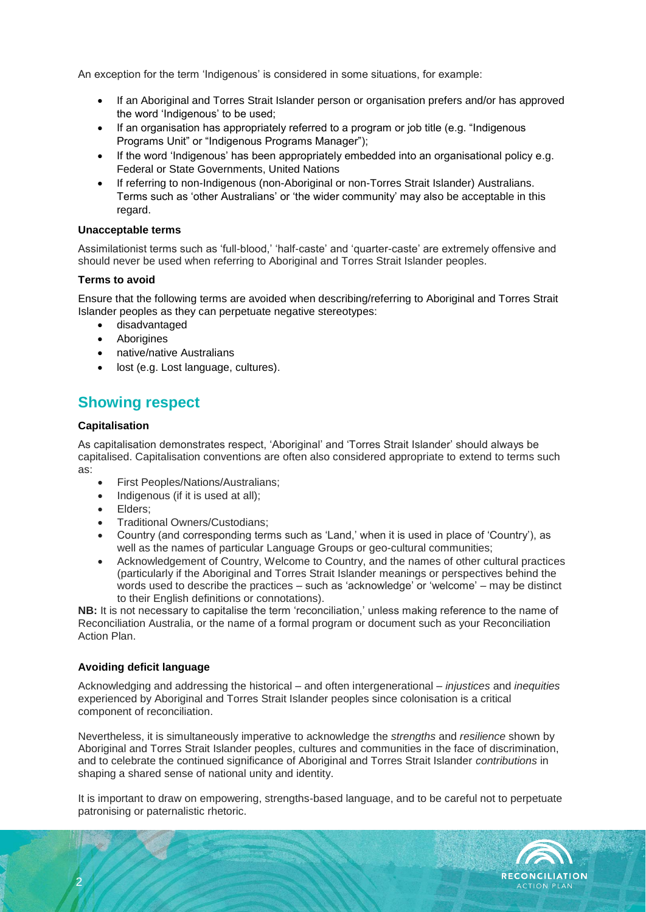An exception for the term 'Indigenous' is considered in some situations, for example:

- If an Aboriginal and Torres Strait Islander person or organisation prefers and/or has approved the word 'Indigenous' to be used;
- If an organisation has appropriately referred to a program or job title (e.g. "Indigenous Programs Unit" or "Indigenous Programs Manager");
- If the word 'Indigenous' has been appropriately embedded into an organisational policy e.g. Federal or State Governments, United Nations
- If referring to non-Indigenous (non-Aboriginal or non-Torres Strait Islander) Australians. Terms such as 'other Australians' or 'the wider community' may also be acceptable in this regard.

**Unacceptable terms**

Assimilationist terms such as 'full-blood,' 'half-caste' and 'quarter-caste' are extremely offensive and should never be used when referring to Aboriginal and Torres Strait Islander peoples.

**Terms to avoid**

Ensure that the following terms are avoided when describing/referring to Aboriginal and Torres Strait Islander peoples as they can perpetuate negative stereotypes:

- disadvantaged
- Aborigines
- native/native Australians
- lost (e.g. Lost language, cultures).

## Showing respect

**Capitalisation**

As capitalisation demonstrates respect, 'Aboriginal' and 'Torres Strait Islander' should always be capitalised. Capitalisation conventions are often also considered appropriate to extend to terms such as:

- First Peoples/Nations/Australians;
- Indigenous (if it is used at all);
- Elders;
- Traditional Owners/Custodians;
- Country (and corresponding terms such as 'Land,' when it is used in place of 'Country'), as well as the names of particular Language Groups or geo-cultural communities;
- Acknowledgement of Country, Welcome to Country, and the names of other cultural practices (particularly if the Aboriginal and Torres Strait Islander meanings or perspectives behind the words used to describe the practices – such as 'acknowledge' or 'welcome' – may be distinct to their English definitions or connotations).

**NB:** It is not necessary to capitalise the term 'reconciliation,' unless making reference to the name of Reconciliation Australia, or the name of a formal program or document such as your Reconciliation Action Plan.

**Avoiding deficit language**

Acknowledging and addressing the historical – and often intergenerational – *injustices* and *inequities* experienced by Aboriginal and Torres Strait Islander peoples since colonisation is a critical component of reconciliation.

Nevertheless, it is simultaneously imperative to acknowledge the *strengths* and *resilience* shown by Aboriginal and Torres Strait Islander peoples, cultures and communities in the face of discrimination, and to celebrate the continued significance of Aboriginal and Torres Strait Islander *contributions* in shaping a shared sense of national unity and identity.

It is important to draw on empowering, strengths-based language, and to be careful not to perpetuate patronising or paternalistic rhetoric.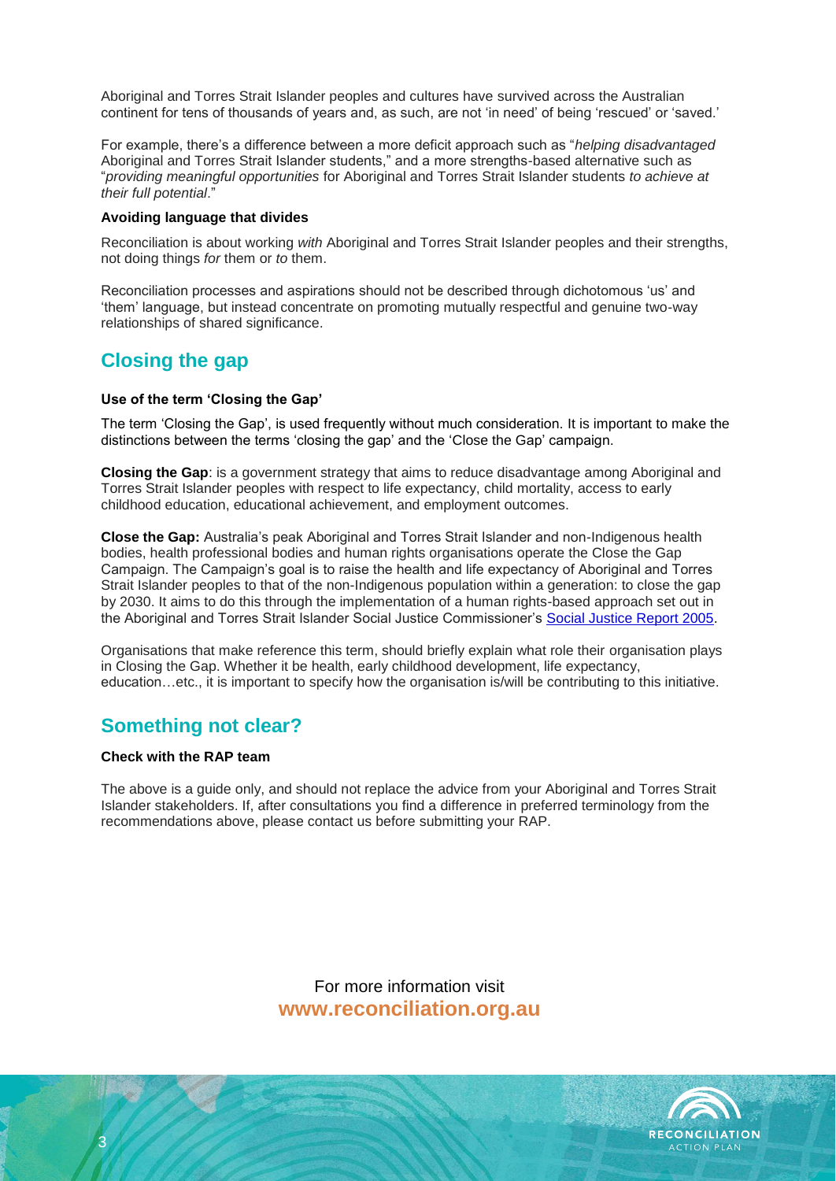Aboriginal and Torres Strait Islander peoples and cultures have survived across the Australian continent for tens of thousands of years and, as such, are not 'in need' of being 'rescued' or 'saved.'

For example, there's a difference between a more deficit approach such as "*helping disadvantaged* Aboriginal and Torres Strait Islander students," and a more strengths-based alternative such as "*providing meaningful opportunities* for Aboriginal and Torres Strait Islander students *to achieve at their full potential*."

**Avoiding language that divides**

Reconciliation is about working *with* Aboriginal and Torres Strait Islander peoples and their strengths, not doing things *for* them or *to* them.

Reconciliation processes and aspirations should not be described through dichotomous 'us' and 'them' language, but instead concentrate on promoting mutually respectful and genuine two-way relationships of shared significance.

## Closing the gap

**Use of the term 'Closing the Gap'**

The term 'Closing the Gap', is used frequently without much consideration. It is important to make the distinctions between the terms 'closing the gap' and the 'Close the Gap' campaign.

**Closing the Gap**: is a government strategy that aims to reduce disadvantage among Aboriginal and Torres Strait Islander peoples with respect to life expectancy, child mortality, access to early childhood education, educational achievement, and employment outcomes.

**Close the Gap:** Australia's peak Aboriginal and Torres Strait Islander and non-Indigenous health bodies, health professional bodies and human rights organisations operate the Close the Gap Campaign. The Campaign's goal is to raise the health and life expectancy of Aboriginal and Torres Strait Islander peoples to that of the non-Indigenous population within a generation: to close the gap by 2030. It aims to do this through the implementation of a human rights-based approach set out in the Aboriginal and Torres Strait Islander Social Justice Commissioner's Social Justice Report 2005.

Organisations that make reference this term, should briefly explain what role their organisation plays in Closing the Gap. Whether it be health, early childhood development, life expectancy, education…etc., it is important to specify how the organisation is/will be contributing to this initiative.

## Something not clear?

**Check with the RAP team**

The above is a guide only, and should not replace the advice from your Aboriginal and Torres Strait Islander stakeholders. If, after consultations you find a difference in preferred terminology from the recommendations above, please contact us before submitting your RAP.

For more information visit
**www.reconciliation.org.au**